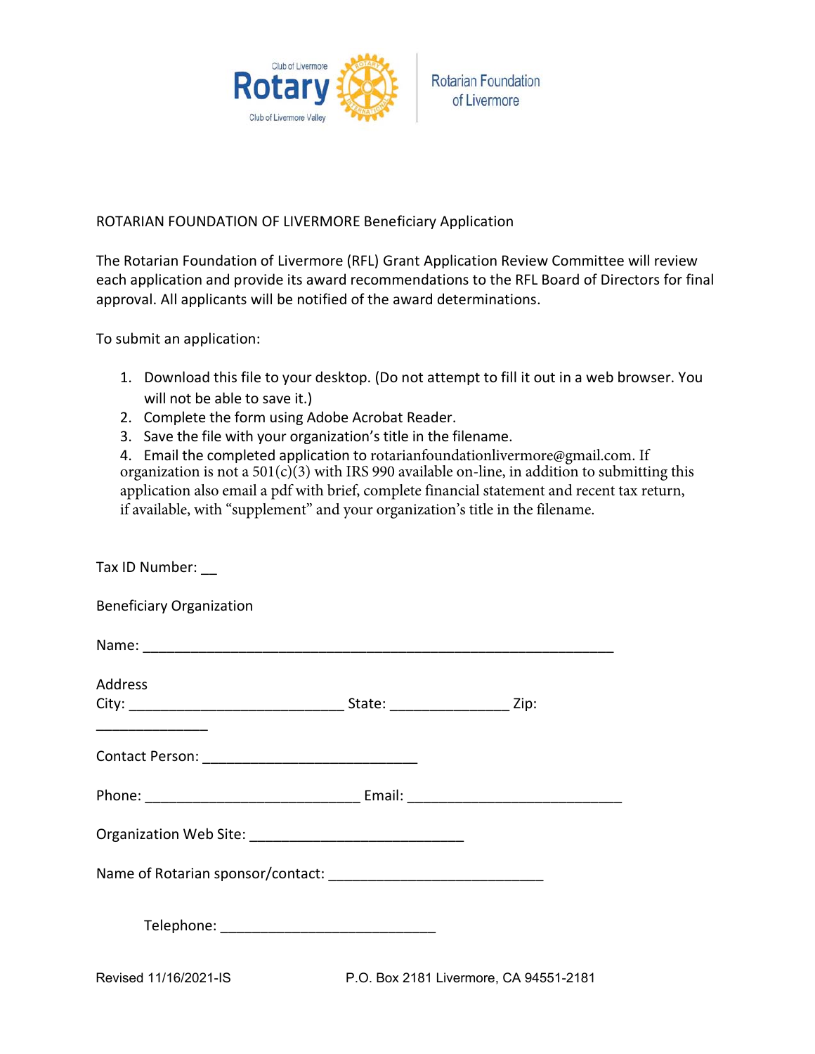Club of Livermore
Rotary
Club of Livermore Valley

Rotarian Foundation of Livermore

ROTARIAN FOUNDATION OF LIVERMORE Beneficiary Application

The Rotarian Foundation of Livermore (RFL) Grant Application Review Committee will review each application and provide its award recommendations to the RFL Board of Directors for final approval. All applicants will be notified of the award determinations.

To submit an application:

1. Download this file to your desktop. (Do not attempt to fill it out in a web browser. You will not be able to save it.)
2. Complete the form using Adobe Acrobat Reader.
3. Save the file with your organization's title in the filename.
4. Email the completed application to rotarianfoundationlivermore@gmail.com. If organization is not a 501(c)(3) with IRS 990 available on-line, in addition to submitting this application also email a pdf with brief, complete financial statement and recent tax return, if available, with "supplement" and your organization's title in the filename.

Tax ID Number: __

Beneficiary Organization

Name: ______________________________________________________________

Address
City: ____________________________ State: _______________ Zip: ______________

Contact Person: ____________________________

Phone: ____________________________ Email: ____________________________

Organization Web Site: ____________________________

Name of Rotarian sponsor/contact: ____________________________

Telephone: ____________________________

Revised 11/16/2021-IS P.O. Box 2181 Livermore, CA 94551-2181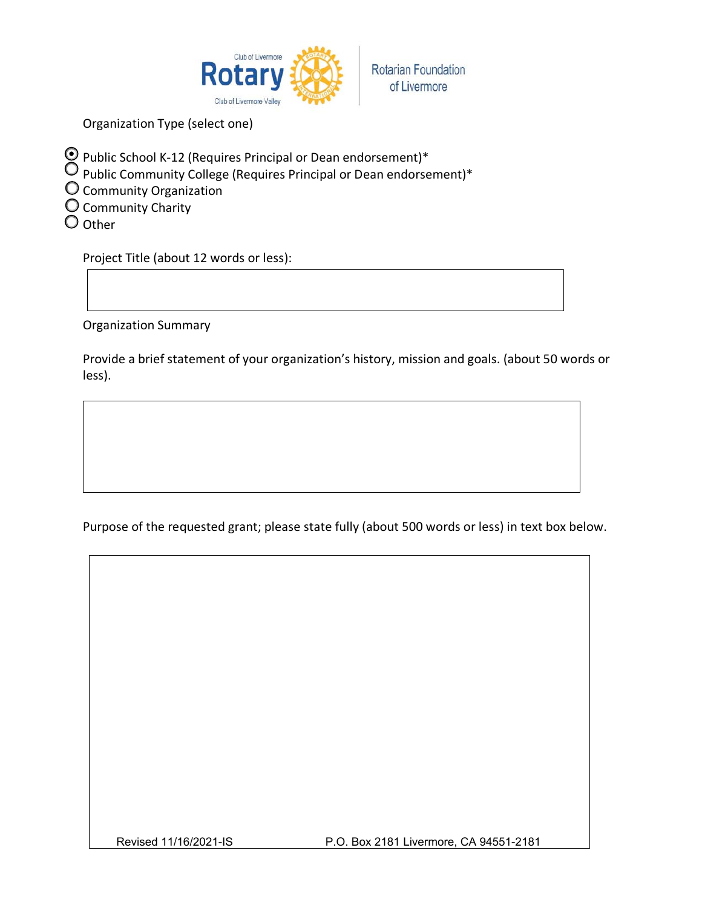Organization Type (select one)

- (●) Public School K-12 (Requires Principal or Dean endorsement)*
- ( ) Public Community College (Requires Principal or Dean endorsement)*
- ( ) Community Organization
- ( ) Community Charity
- ( ) Other

Project Title (about 12 words or less):

Organization Summary

Provide a brief statement of your organization's history, mission and goals. (about 50 words or less).

Purpose of the requested grant; please state fully (about 500 words or less) in text box below.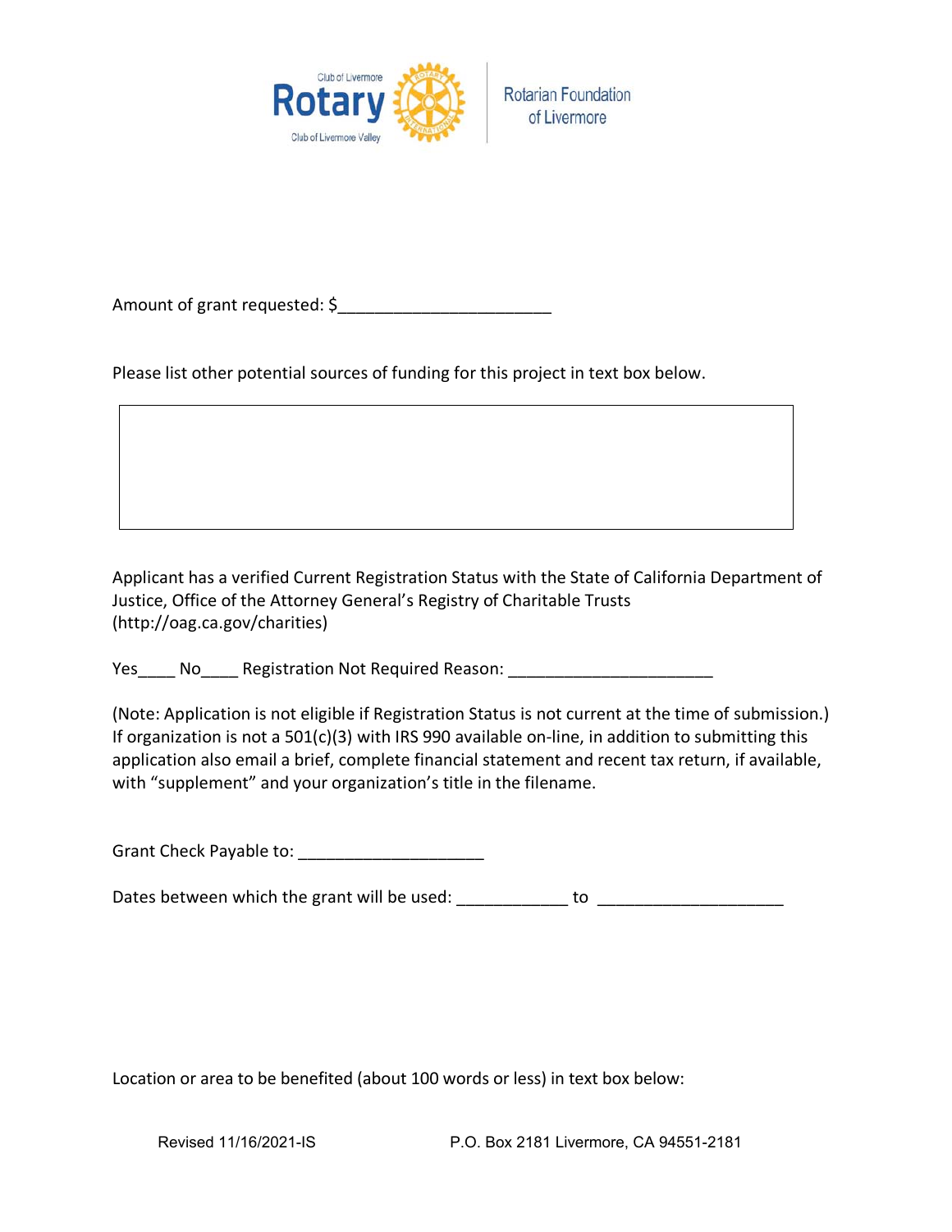Club of Livermore
Rotary
Club of Livermore Valley

Rotarian Foundation of Livermore

Amount of grant requested: $______________________

Please list other potential sources of funding for this project in text box below.

|   |
|---|
|   |

Applicant has a verified Current Registration Status with the State of California Department of Justice, Office of the Attorney General's Registry of Charitable Trusts (http://oag.ca.gov/charities)

Yes____ No____ Registration Not Required Reason: ______________________

(Note: Application is not eligible if Registration Status is not current at the time of submission.) If organization is not a 501(c)(3) with IRS 990 available on-line, in addition to submitting this application also email a brief, complete financial statement and recent tax return, if available, with "supplement" and your organization's title in the filename.

Grant Check Payable to: ____________________

Dates between which the grant will be used: ____________ to ____________________

Location or area to be benefited (about 100 words or less) in text box below:

Revised 11/16/2021-IS P.O. Box 2181 Livermore, CA 94551-2181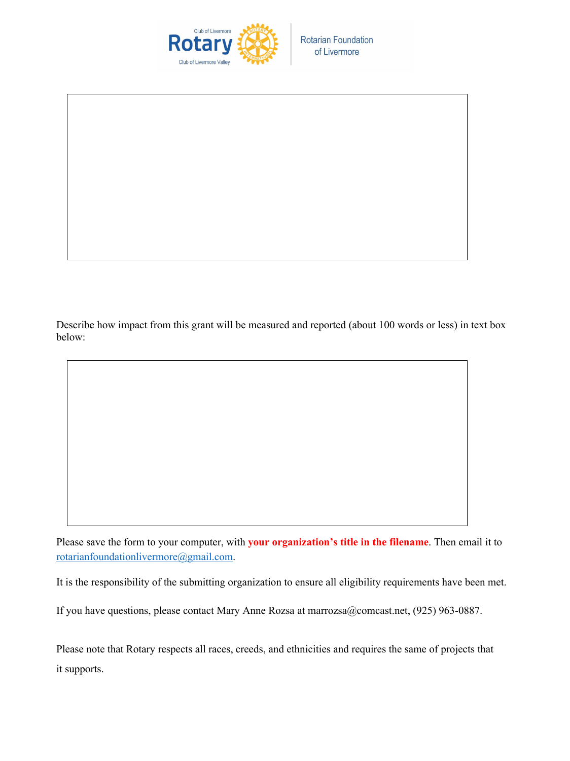Describe how impact from this grant will be measured and reported (about 100 words or less) in text box below:

Please save the form to your computer, with **your organization's title in the filename**. Then email it to rotarianfoundationlivermore@gmail.com.

It is the responsibility of the submitting organization to ensure all eligibility requirements have been met.

If you have questions, please contact Mary Anne Rozsa at marrozsa@comcast.net, (925) 963-0887.

Please note that Rotary respects all races, creeds, and ethnicities and requires the same of projects that it supports.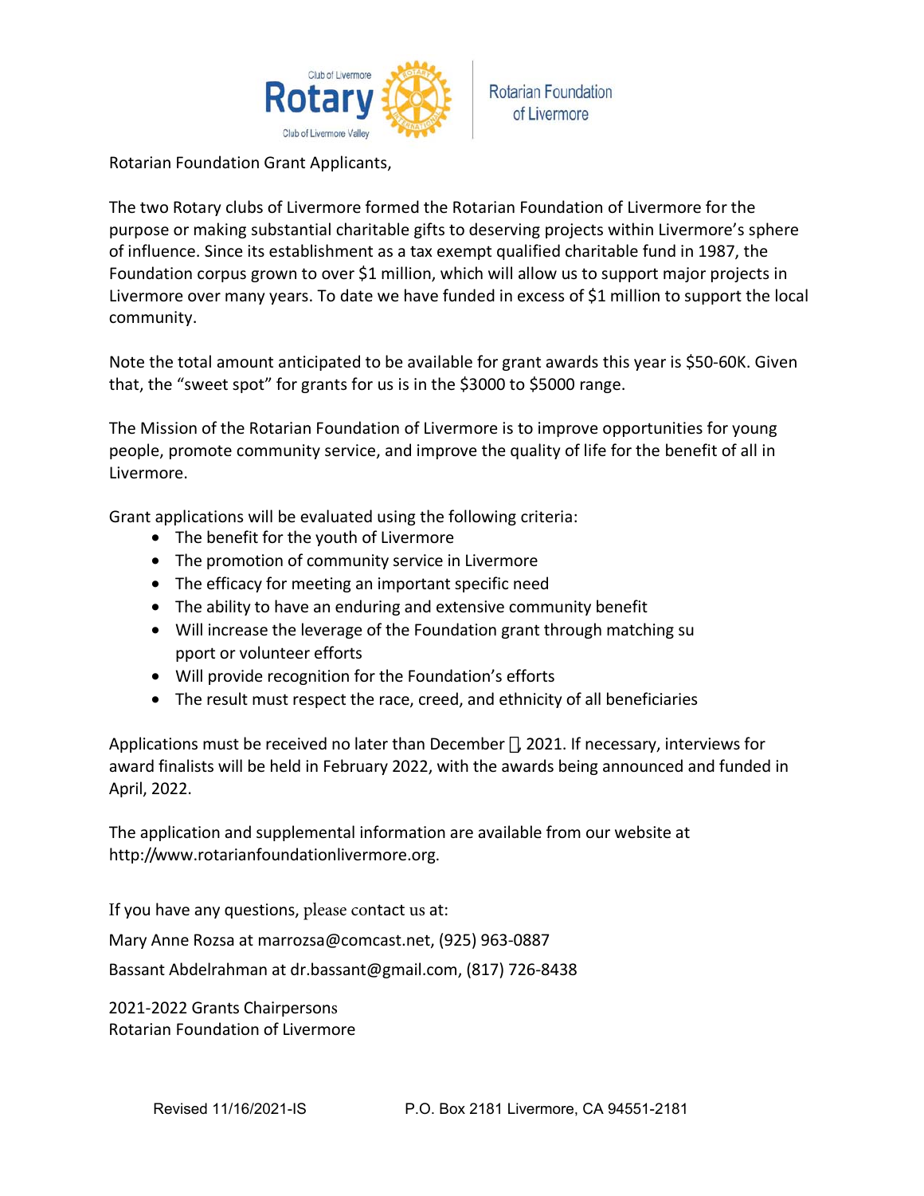Rotary Club of Livermore | Club of Livermore Valley — Rotarian Foundation of Livermore

Rotarian Foundation Grant Applicants,

The two Rotary clubs of Livermore formed the Rotarian Foundation of Livermore for the purpose or making substantial charitable gifts to deserving projects within Livermore's sphere of influence. Since its establishment as a tax exempt qualified charitable fund in 1987, the Foundation corpus grown to over $1 million, which will allow us to support major projects in Livermore over many years. To date we have funded in excess of $1 million to support the local community.

Note the total amount anticipated to be available for grant awards this year is $50-60K. Given that, the "sweet spot" for grants for us is in the $3000 to $5000 range.

The Mission of the Rotarian Foundation of Livermore is to improve opportunities for young people, promote community service, and improve the quality of life for the benefit of all in Livermore.

Grant applications will be evaluated using the following criteria:

- The benefit for the youth of Livermore
- The promotion of community service in Livermore
- The efficacy for meeting an important specific need
- The ability to have an enduring and extensive community benefit
- Will increase the leverage of the Foundation grant through matching su pport or volunteer efforts
- Will provide recognition for the Foundation's efforts
- The result must respect the race, creed, and ethnicity of all beneficiaries

Applications must be received no later than December , 2021. If necessary, interviews for award finalists will be held in February 2022, with the awards being announced and funded in April, 2022.

The application and supplemental information are available from our website at http://www.rotarianfoundationlivermore.org.

If you have any questions, please contact us at:

Mary Anne Rozsa at marrozsa@comcast.net, (925) 963-0887

Bassant Abdelrahman at dr.bassant@gmail.com, (817) 726-8438

2021-2022 Grants Chairpersons
Rotarian Foundation of Livermore

Revised 11/16/2021-IS P.O. Box 2181 Livermore, CA 94551-2181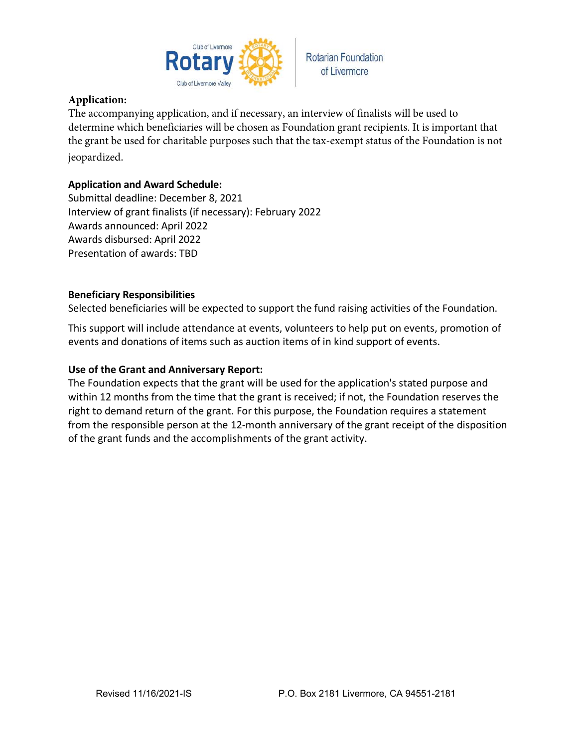Club of Livermore **Rotary** Club of Livermore Valley | Rotarian Foundation of Livermore

**Application:**
The accompanying application, and if necessary, an interview of finalists will be used to determine which beneficiaries will be chosen as Foundation grant recipients. It is important that the grant be used for charitable purposes such that the tax-exempt status of the Foundation is not jeopardized.

**Application and Award Schedule:**
Submittal deadline: December 8, 2021
Interview of grant finalists (if necessary): February 2022
Awards announced: April 2022
Awards disbursed: April 2022
Presentation of awards: TBD

**Beneficiary Responsibilities**
Selected beneficiaries will be expected to support the fund raising activities of the Foundation.

This support will include attendance at events, volunteers to help put on events, promotion of events and donations of items such as auction items of in kind support of events.

**Use of the Grant and Anniversary Report:**
The Foundation expects that the grant will be used for the application's stated purpose and within 12 months from the time that the grant is received; if not, the Foundation reserves the right to demand return of the grant. For this purpose, the Foundation requires a statement from the responsible person at the 12-month anniversary of the grant receipt of the disposition of the grant funds and the accomplishments of the grant activity.

Revised 11/16/2021-IS P.O. Box 2181 Livermore, CA 94551-2181